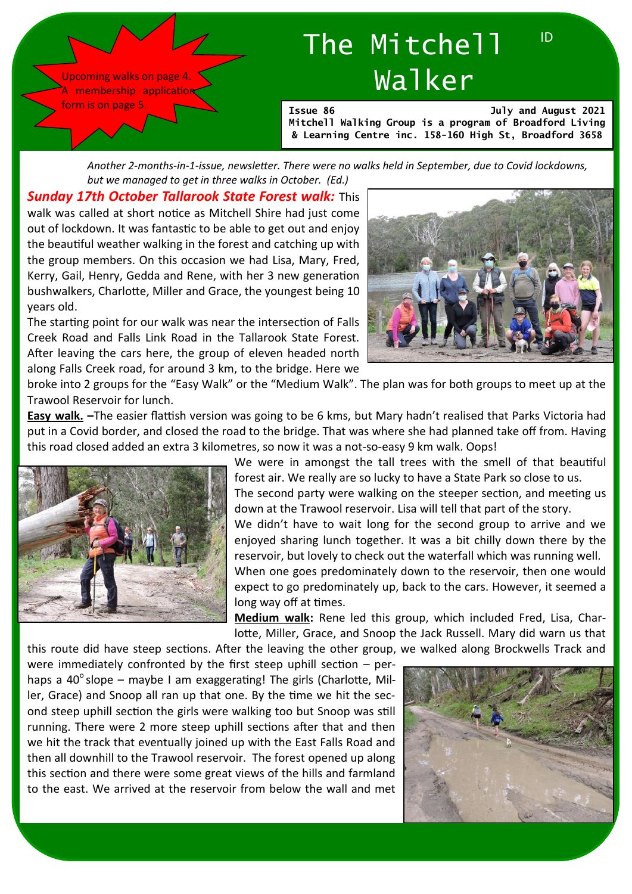Upcoming walks on page 4.
A membership application form is on page 5.

# The Mitchell Walker

**Issue 86 — July and August 2021**
**Mitchell Walking Group is a program of Broadford Living & Learning Centre inc. 158-160 High St, Broadford 3658**

*Another 2-months-in-1-issue, newsletter. There were no walks held in September, due to Covid lockdowns, but we managed to get in three walks in October. (Ed.)*

***Sunday 17th October Tallarook State Forest walk:*** This walk was called at short notice as Mitchell Shire had just come out of lockdown. It was fantastic to be able to get out and enjoy the beautiful weather walking in the forest and catching up with the group members. On this occasion we had Lisa, Mary, Fred, Kerry, Gail, Henry, Gedda and Rene, with her 3 new generation bushwalkers, Charlotte, Miller and Grace, the youngest being 10 years old.

The starting point for our walk was near the intersection of Falls Creek Road and Falls Link Road in the Tallarook State Forest. After leaving the cars here, the group of eleven headed north along Falls Creek road, for around 3 km, to the bridge. Here we broke into 2 groups for the "Easy Walk" or the "Medium Walk". The plan was for both groups to meet up at the Trawool Reservoir for lunch.

**Easy walk. –**The easier flattish version was going to be 6 kms, but Mary hadn't realised that Parks Victoria had put in a Covid border, and closed the road to the bridge. That was where she had planned take off from. Having this road closed added an extra 3 kilometres, so now it was a not-so-easy 9 km walk. Oops!

We were in amongst the tall trees with the smell of that beautiful forest air. We really are so lucky to have a State Park so close to us.

The second party were walking on the steeper section, and meeting us down at the Trawool reservoir. Lisa will tell that part of the story.

We didn't have to wait long for the second group to arrive and we enjoyed sharing lunch together. It was a bit chilly down there by the reservoir, but lovely to check out the waterfall which was running well.

When one goes predominately down to the reservoir, then one would expect to go predominately up, back to the cars. However, it seemed a long way off at times.

**Medium walk:** Rene led this group, which included Fred, Lisa, Charlotte, Miller, Grace, and Snoop the Jack Russell. Mary did warn us that this route did have steep sections. After the leaving the other group, we walked along Brockwells Track and were immediately confronted by the first steep uphill section – perhaps a 40° slope – maybe I am exaggerating! The girls (Charlotte, Miller, Grace) and Snoop all ran up that one. By the time we hit the second steep uphill section the girls were walking too but Snoop was still running. There were 2 more steep uphill sections after that and then we hit the track that eventually joined up with the East Falls Road and then all downhill to the Trawool reservoir. The forest opened up along this section and there were some great views of the hills and farmland to the east. We arrived at the reservoir from below the wall and met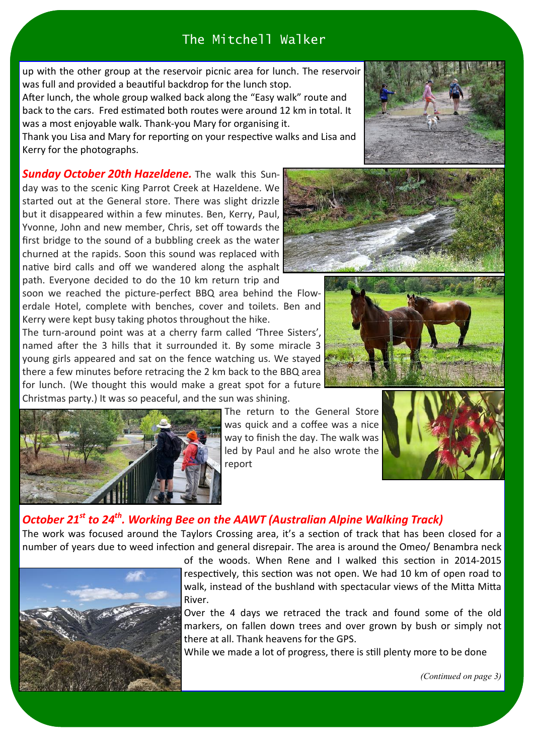up with the other group at the reservoir picnic area for lunch. The reservoir was full and provided a beautiful backdrop for the lunch stop.

After lunch, the whole group walked back along the "Easy walk" route and back to the cars. Fred estimated both routes were around 12 km in total. It was a most enjoyable walk. Thank-you Mary for organising it.

Thank you Lisa and Mary for reporting on your respective walks and Lisa and Kerry for the photographs.

***Sunday October 20th Hazeldene.*** The walk this Sunday was to the scenic King Parrot Creek at Hazeldene. We started out at the General store. There was slight drizzle but it disappeared within a few minutes. Ben, Kerry, Paul, Yvonne, John and new member, Chris, set off towards the first bridge to the sound of a bubbling creek as the water churned at the rapids. Soon this sound was replaced with native bird calls and off we wandered along the asphalt path. Everyone decided to do the 10 km return trip and soon we reached the picture-perfect BBQ area behind the Flowerdale Hotel, complete with benches, cover and toilets. Ben and Kerry were kept busy taking photos throughout the hike.

The turn-around point was at a cherry farm called 'Three Sisters', named after the 3 hills that it surrounded it. By some miracle 3 young girls appeared and sat on the fence watching us. We stayed there a few minutes before retracing the 2 km back to the BBQ area for lunch. (We thought this would make a great spot for a future Christmas party.) It was so peaceful, and the sun was shining.

The return to the General Store was quick and a coffee was a nice way to finish the day. The walk was led by Paul and he also wrote the report

***October 21st to 24th. Working Bee on the AAWT (Australian Alpine Walking Track)***

The work was focused around the Taylors Crossing area, it's a section of track that has been closed for a number of years due to weed infection and general disrepair. The area is around the Omeo/ Benambra neck of the woods. When Rene and I walked this section in 2014-2015 respectively, this section was not open. We had 10 km of open road to walk, instead of the bushland with spectacular views of the Mitta Mitta River.

Over the 4 days we retraced the track and found some of the old markers, on fallen down trees and over grown by bush or simply not there at all. Thank heavens for the GPS.

While we made a lot of progress, there is still plenty more to be done

*(Continued on page 3)*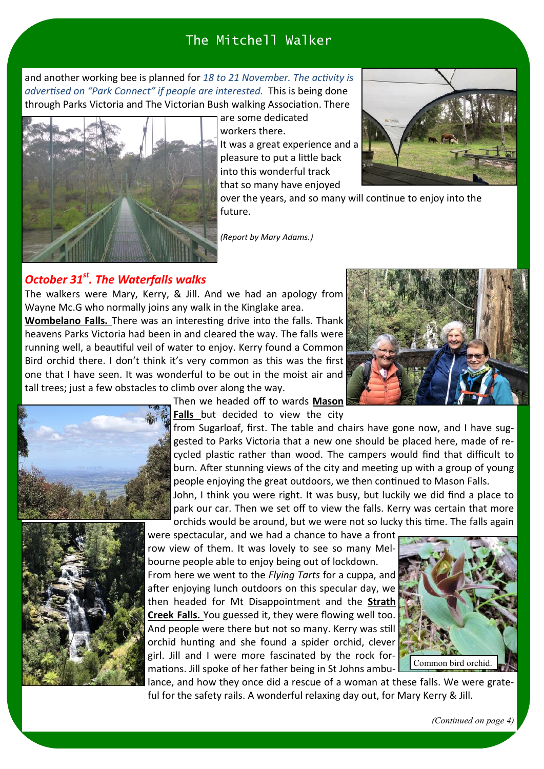and another working bee is planned for *18 to 21 November. The activity is advertised on "Park Connect" if people are interested.* This is being done through Parks Victoria and The Victorian Bush walking Association. There are some dedicated workers there.

It was a great experience and a pleasure to put a little back into this wonderful track that so many have enjoyed over the years, and so many will continue to enjoy into the future.

*(Report by Mary Adams.)*

## *October 31st. The Waterfalls walks*

The walkers were Mary, Kerry, & Jill. And we had an apology from Wayne Mc.G who normally joins any walk in the Kinglake area.

**Wombelano Falls.** There was an interesting drive into the falls. Thank heavens Parks Victoria had been in and cleared the way. The falls were running well, a beautiful veil of water to enjoy. Kerry found a Common Bird orchid there. I don't think it's very common as this was the first one that I have seen. It was wonderful to be out in the moist air and tall trees; just a few obstacles to climb over along the way.

Then we headed off to wards **Mason Falls** but decided to view the city from Sugarloaf, first. The table and chairs have gone now, and I have suggested to Parks Victoria that a new one should be placed here, made of recycled plastic rather than wood. The campers would find that difficult to burn. After stunning views of the city and meeting up with a group of young people enjoying the great outdoors, we then continued to Mason Falls.

John, I think you were right. It was busy, but luckily we did find a place to park our car. Then we set off to view the falls. Kerry was certain that more orchids would be around, but we were not so lucky this time. The falls again were spectacular, and we had a chance to have a front row view of them. It was lovely to see so many Melbourne people able to enjoy being out of lockdown.

From here we went to the *Flying Tarts* for a cuppa, and after enjoying lunch outdoors on this specular day, we then headed for Mt Disappointment and the **Strath Creek Falls.** You guessed it, they were flowing well too. And people were there but not so many. Kerry was still orchid hunting and she found a spider orchid, clever girl. Jill and I were more fascinated by the rock formations. Jill spoke of her father being in St Johns ambulance, and how they once did a rescue of a woman at these falls. We were grateful for the safety rails. A wonderful relaxing day out, for Mary Kerry & Jill.

Common bird orchid.

*(Continued on page 4)*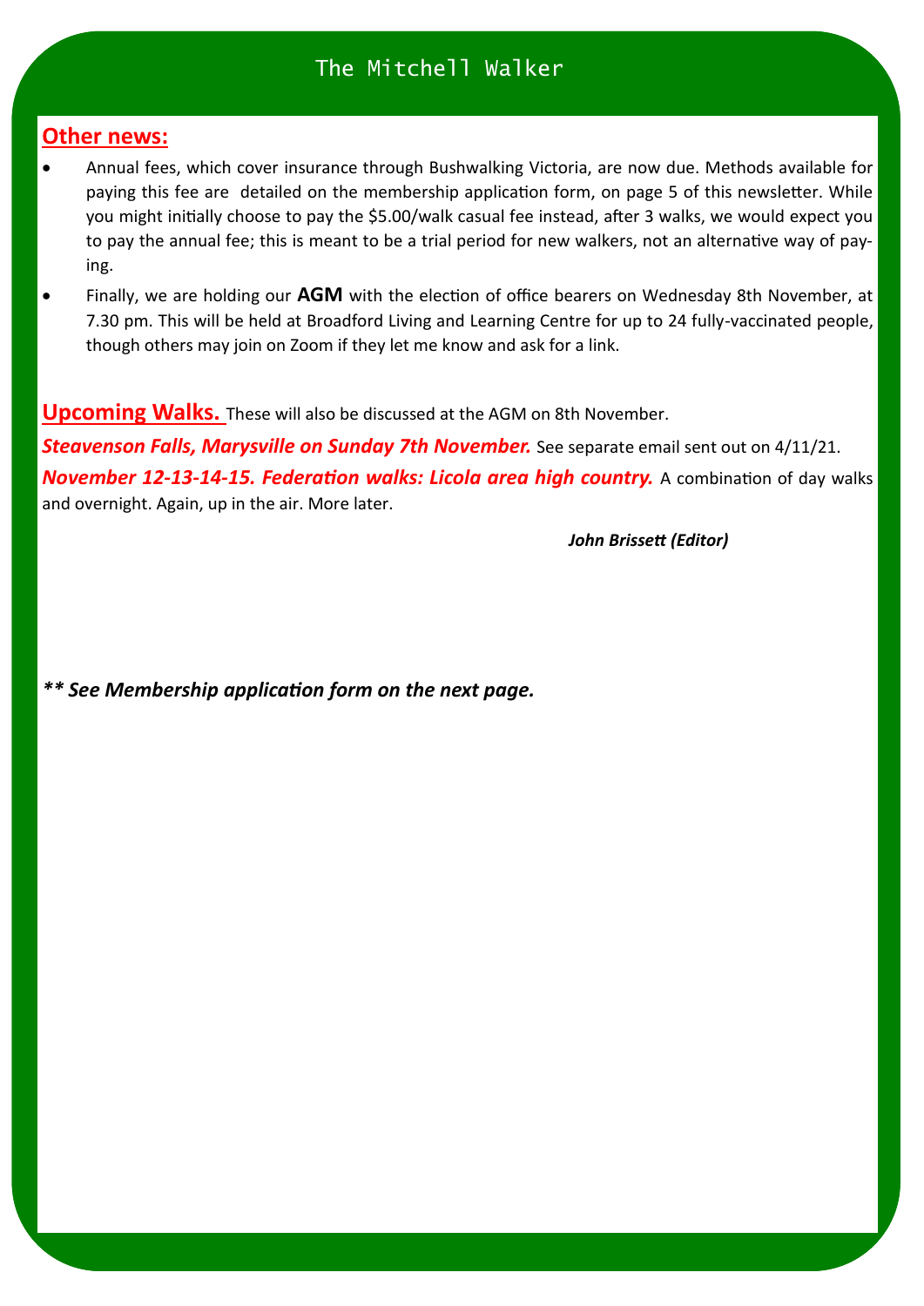## Other news:

- Annual fees, which cover insurance through Bushwalking Victoria, are now due. Methods available for paying this fee are detailed on the membership application form, on page 5 of this newsletter. While you might initially choose to pay the $5.00/walk casual fee instead, after 3 walks, we would expect you to pay the annual fee; this is meant to be a trial period for new walkers, not an alternative way of paying.
- Finally, we are holding our **AGM** with the election of office bearers on Wednesday 8th November, at 7.30 pm. This will be held at Broadford Living and Learning Centre for up to 24 fully-vaccinated people, though others may join on Zoom if they let me know and ask for a link.

**Upcoming Walks.** These will also be discussed at the AGM on 8th November.

***Steavenson Falls, Marysville on Sunday 7th November.*** See separate email sent out on 4/11/21.

***November 12-13-14-15. Federation walks: Licola area high country.*** A combination of day walks and overnight. Again, up in the air. More later.

***John Brissett (Editor)***

***** See Membership application form on the next page.***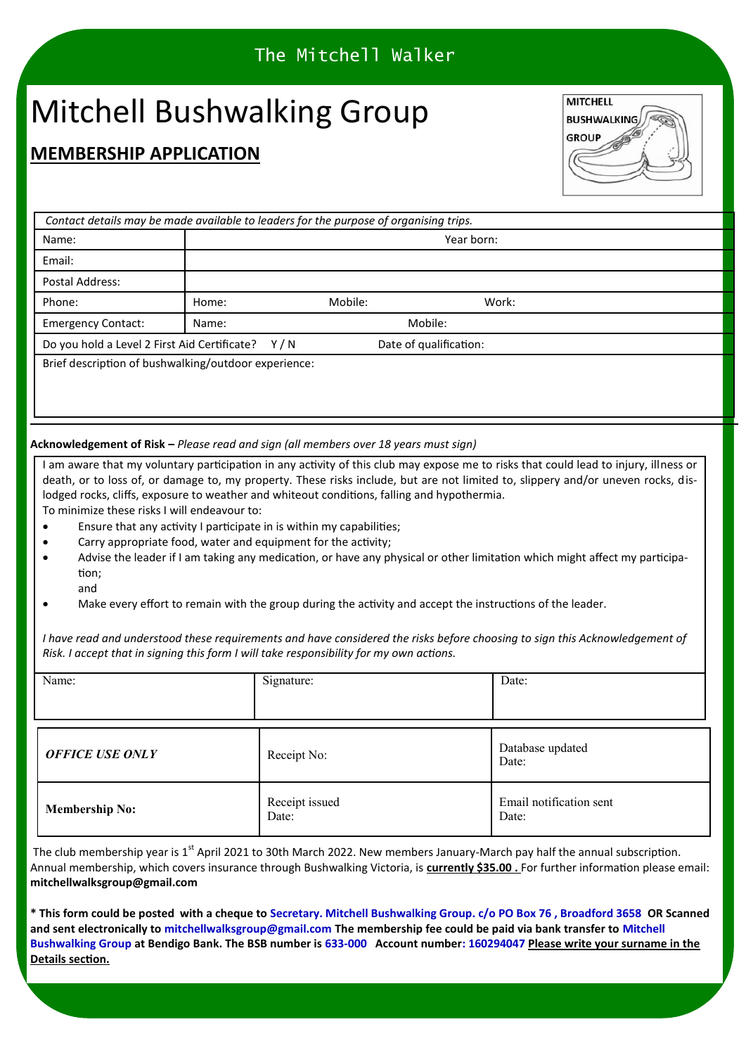# Mitchell Bushwalking Group

## MEMBERSHIP APPLICATION

MITCHELL BUSHWALKING GROUP

| | | | |
|---|---|---|---|
| *Contact details may be made available to leaders for the purpose of organising trips.* | | | |
| Name: | | Year born: | |
| Email: | | | |
| Postal Address: | | | |
| Phone: | Home: | Mobile: | Work: |
| Emergency Contact: | Name: | Mobile: | |
| Do you hold a Level 2 First Aid Certificate? Y / N | | Date of qualification: | |
| Brief description of bushwalking/outdoor experience: | | | |

**Acknowledgement of Risk –** *Please read and sign (all members over 18 years must sign)*

I am aware that my voluntary participation in any activity of this club may expose me to risks that could lead to injury, illness or death, or to loss of, or damage to, my property. These risks include, but are not limited to, slippery and/or uneven rocks, dislodged rocks, cliffs, exposure to weather and whiteout conditions, falling and hypothermia.

To minimize these risks I will endeavour to:

- Ensure that any activity I participate in is within my capabilities;
- Carry appropriate food, water and equipment for the activity;
- Advise the leader if I am taking any medication, or have any physical or other limitation which might affect my participation;
  and
- Make every effort to remain with the group during the activity and accept the instructions of the leader.

*I have read and understood these requirements and have considered the risks before choosing to sign this Acknowledgement of Risk. I accept that in signing this form I will take responsibility for my own actions.*

| Name: | Signature: | Date: |
|---|---|---|
| | | |

| | | |
|---|---|---|
| ***OFFICE USE ONLY*** | Receipt No: | Database updated Date: |
| **Membership No:** | Receipt issued Date: | Email notification sent Date: |

The club membership year is 1st April 2021 to 30th March 2022. New members January-March pay half the annual subscription. Annual membership, which covers insurance through Bushwalking Victoria, is **currently $35.00 .** For further information please email: **mitchellwalksgroup@gmail.com**

**\* This form could be posted with a cheque to Secretary. Mitchell Bushwalking Group. c/o PO Box 76 , Broadford 3658 OR Scanned and sent electronically to mitchellwalksgroup@gmail.com The membership fee could be paid via bank transfer to Mitchell Bushwalking Group at Bendigo Bank. The BSB number is 633-000 Account number: 160294047 Please write your surname in the Details section.**